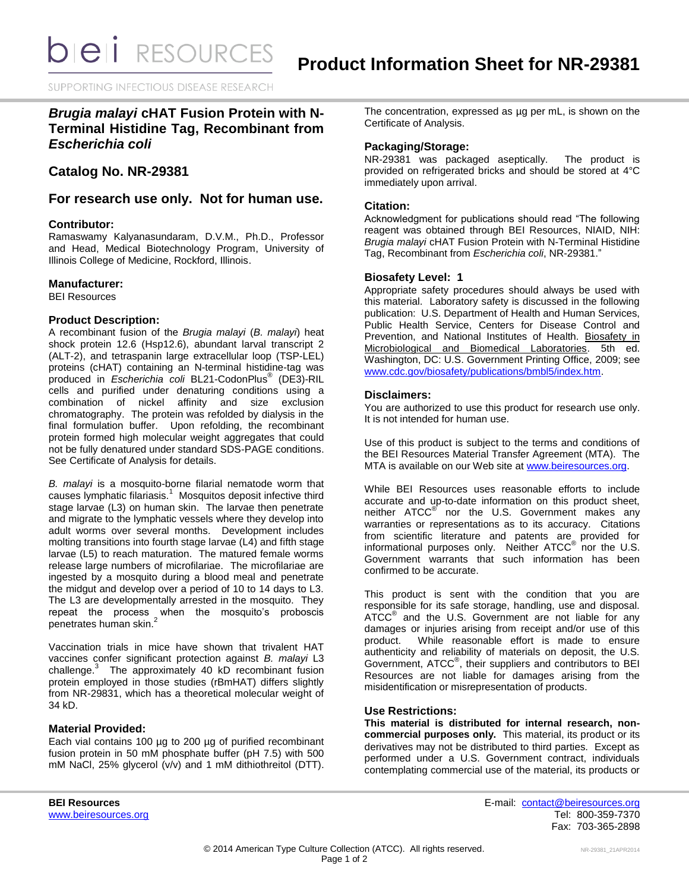# Product Information Sheet for NR-29381

bei RESOURCES

SUPPORTING INFECTIOUS DISEASE RESEARCH

## *Brugia malayi* cHAT Fusion Protein with N-Terminal Histidine Tag, Recombinant from *Escherichia coli*

## Catalog No. NR-29381

## For research use only. Not for human use.

### Contributor:

Ramaswamy Kalyanasundaram, D.V.M., Ph.D., Professor and Head, Medical Biotechnology Program, University of Illinois College of Medicine, Rockford, Illinois.

### Manufacturer:

BEI Resources

### Product Description:

A recombinant fusion of the *Brugia malayi* (*B. malayi*) heat shock protein 12.6 (Hsp12.6), abundant larval transcript 2 (ALT-2), and tetraspanin large extracellular loop (TSP-LEL) proteins (cHAT) containing an N-terminal histidine-tag was produced in *Escherichia coli* BL21-CodonPlus® (DE3)-RIL cells and purified under denaturing conditions using a combination of nickel affinity and size exclusion chromatography. The protein was refolded by dialysis in the final formulation buffer. Upon refolding, the recombinant protein formed high molecular weight aggregates that could not be fully denatured under standard SDS-PAGE conditions. See Certificate of Analysis for details.

*B. malayi* is a mosquito-borne filarial nematode worm that causes lymphatic filariasis.[1] Mosquitos deposit infective third stage larvae (L3) on human skin. The larvae then penetrate and migrate to the lymphatic vessels where they develop into adult worms over several months. Development includes molting transitions into fourth stage larvae (L4) and fifth stage larvae (L5) to reach maturation. The matured female worms release large numbers of microfilariae. The microfilariae are ingested by a mosquito during a blood meal and penetrate the midgut and develop over a period of 10 to 14 days to L3. The L3 are developmentally arrested in the mosquito. They repeat the process when the mosquito's proboscis penetrates human skin.[2]

Vaccination trials in mice have shown that trivalent HAT vaccines confer significant protection against *B. malayi* L3 challenge.[3] The approximately 40 kD recombinant fusion protein employed in those studies (rBmHAT) differs slightly from NR-29831, which has a theoretical molecular weight of 34 kD.

### Material Provided:

Each vial contains 100 µg to 200 µg of purified recombinant fusion protein in 50 mM phosphate buffer (pH 7.5) with 500 mM NaCl, 25% glycerol (v/v) and 1 mM dithiothreitol (DTT). The concentration, expressed as µg per mL, is shown on the Certificate of Analysis.

### Packaging/Storage:

NR-29381 was packaged aseptically. The product is provided on refrigerated bricks and should be stored at 4°C immediately upon arrival.

### Citation:

Acknowledgment for publications should read "The following reagent was obtained through BEI Resources, NIAID, NIH: *Brugia malayi* cHAT Fusion Protein with N-Terminal Histidine Tag, Recombinant from *Escherichia coli*, NR-29381."

### Biosafety Level: 1

Appropriate safety procedures should always be used with this material. Laboratory safety is discussed in the following publication: U.S. Department of Health and Human Services, Public Health Service, Centers for Disease Control and Prevention, and National Institutes of Health. Biosafety in Microbiological and Biomedical Laboratories. 5th ed. Washington, DC: U.S. Government Printing Office, 2009; see www.cdc.gov/biosafety/publications/bmbl5/index.htm.

### Disclaimers:

You are authorized to use this product for research use only. It is not intended for human use.

Use of this product is subject to the terms and conditions of the BEI Resources Material Transfer Agreement (MTA). The MTA is available on our Web site at www.beiresources.org.

While BEI Resources uses reasonable efforts to include accurate and up-to-date information on this product sheet, neither ATCC® nor the U.S. Government makes any warranties or representations as to its accuracy. Citations from scientific literature and patents are provided for informational purposes only. Neither ATCC® nor the U.S. Government warrants that such information has been confirmed to be accurate.

This product is sent with the condition that you are responsible for its safe storage, handling, use and disposal. ATCC® and the U.S. Government are not liable for any damages or injuries arising from receipt and/or use of this product. While reasonable effort is made to ensure authenticity and reliability of materials on deposit, the U.S. Government, ATCC®, their suppliers and contributors to BEI Resources are not liable for damages arising from the misidentification or misrepresentation of products.

### Use Restrictions:

**This material is distributed for internal research, non-commercial purposes only.** This material, its product or its derivatives may not be distributed to third parties. Except as performed under a U.S. Government contract, individuals contemplating commercial use of the material, its products or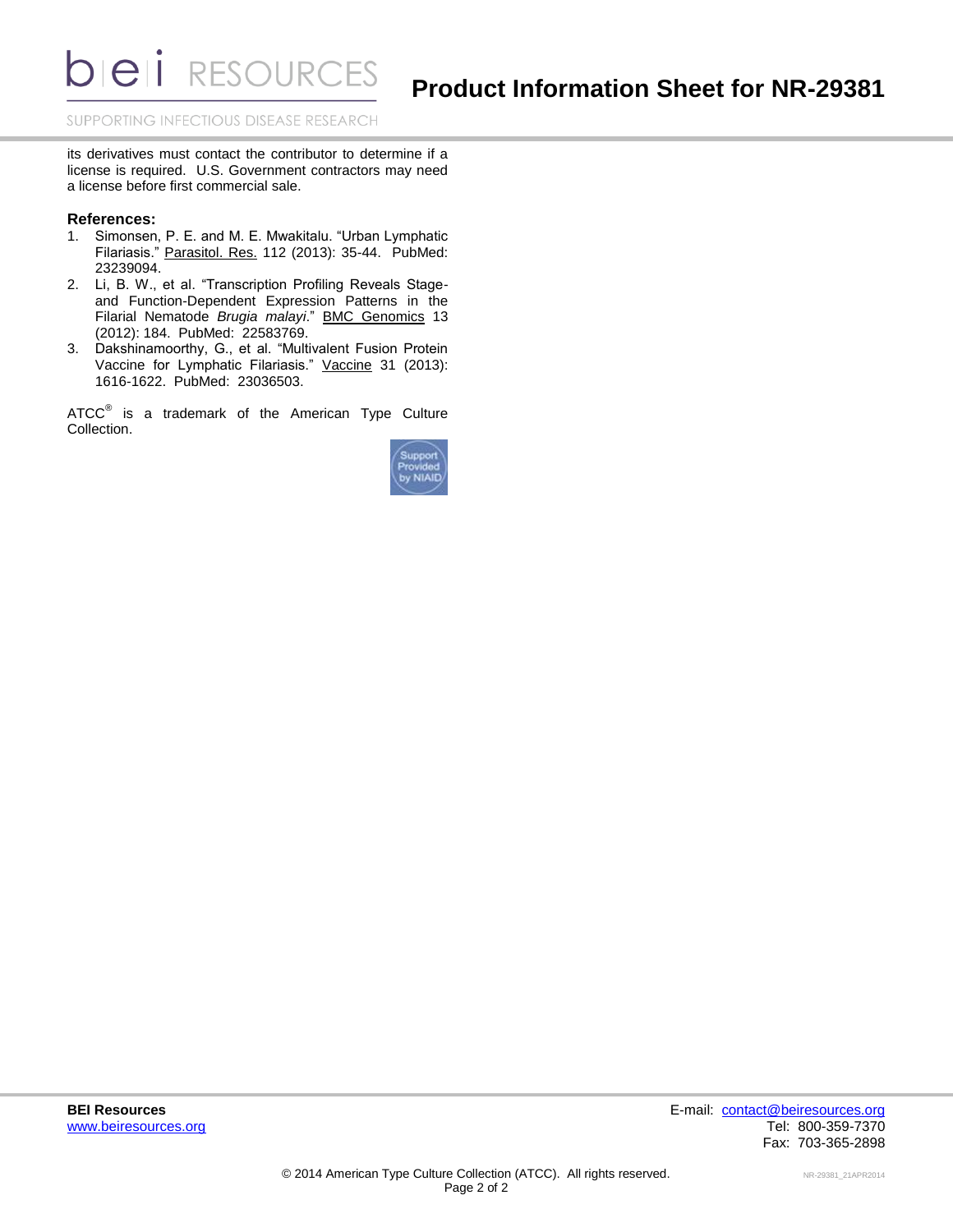its derivatives must contact the contributor to determine if a license is required. U.S. Government contractors may need a license before first commercial sale.

**References:**

1. Simonsen, P. E. and M. E. Mwakitalu. “Urban Lymphatic Filariasis.” Parasitol. Res. 112 (2013): 35-44. PubMed: 23239094.
2. Li, B. W., et al. “Transcription Profiling Reveals Stage- and Function-Dependent Expression Patterns in the Filarial Nematode *Brugia malayi*.” BMC Genomics 13 (2012): 184. PubMed: 22583769.
3. Dakshinamoorthy, G., et al. “Multivalent Fusion Protein Vaccine for Lymphatic Filariasis.” Vaccine 31 (2013): 1616-1622. PubMed: 23036503.

ATCC® is a trademark of the American Type Culture Collection.

Support Provided by NIAID

**BEI Resources**
www.beiresources.org

E-mail: contact@beiresources.org
Tel: 800-359-7370
Fax: 703-365-2898

© 2014 American Type Culture Collection (ATCC). All rights reserved.

NR-29381_21APR2014